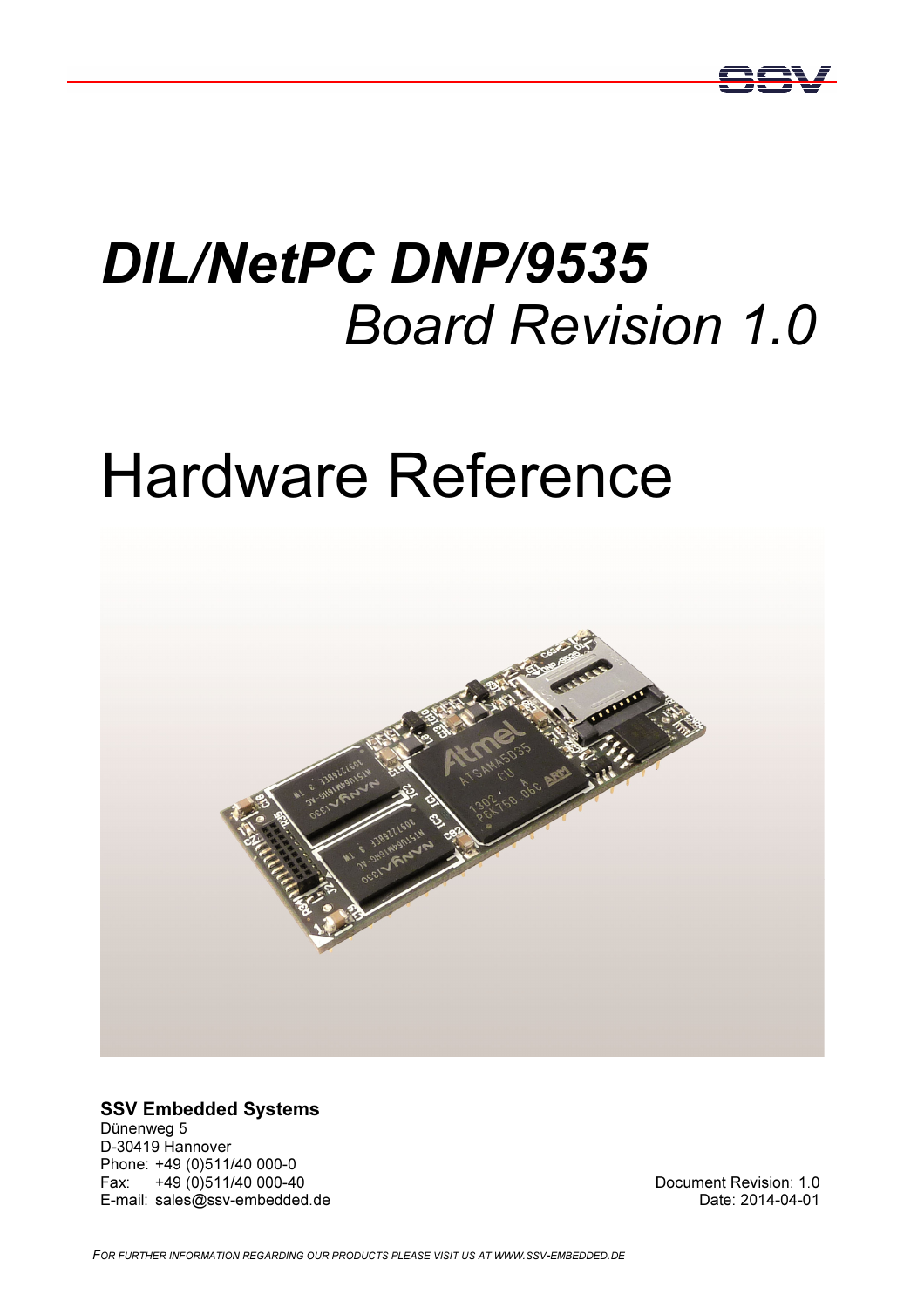# *DIL/NetPC DNP/9535*
## *Board Revision 1.0*

# Hardware Reference

**SSV Embedded Systems**
Dünenweg 5
D-30419 Hannover
Phone: +49 (0)511/40 000-0
Fax: +49 (0)511/40 000-40
E-mail: sales@ssv-embedded.de

Document Revision: 1.0
Date: 2014-04-01

*FOR FURTHER INFORMATION REGARDING OUR PRODUCTS PLEASE VISIT US AT WWW.SSV-EMBEDDED.DE*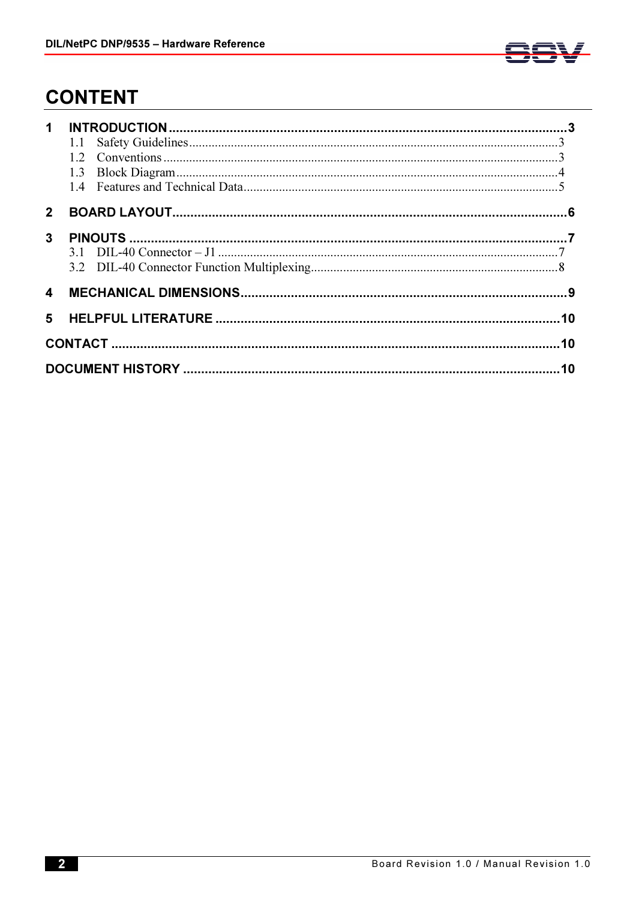# CONTENT

**1 INTRODUCTION .......... 3**
- 1.1 Safety Guidelines .......... 3
- 1.2 Conventions .......... 3
- 1.3 Block Diagram .......... 4
- 1.4 Features and Technical Data .......... 5

**2 BOARD LAYOUT .......... 6**

**3 PINOUTS .......... 7**
- 3.1 DIL-40 Connector – J1 .......... 7
- 3.2 DIL-40 Connector Function Multiplexing .......... 8

**4 MECHANICAL DIMENSIONS .......... 9**

**5 HELPFUL LITERATURE .......... 10**

**CONTACT .......... 10**

**DOCUMENT HISTORY .......... 10**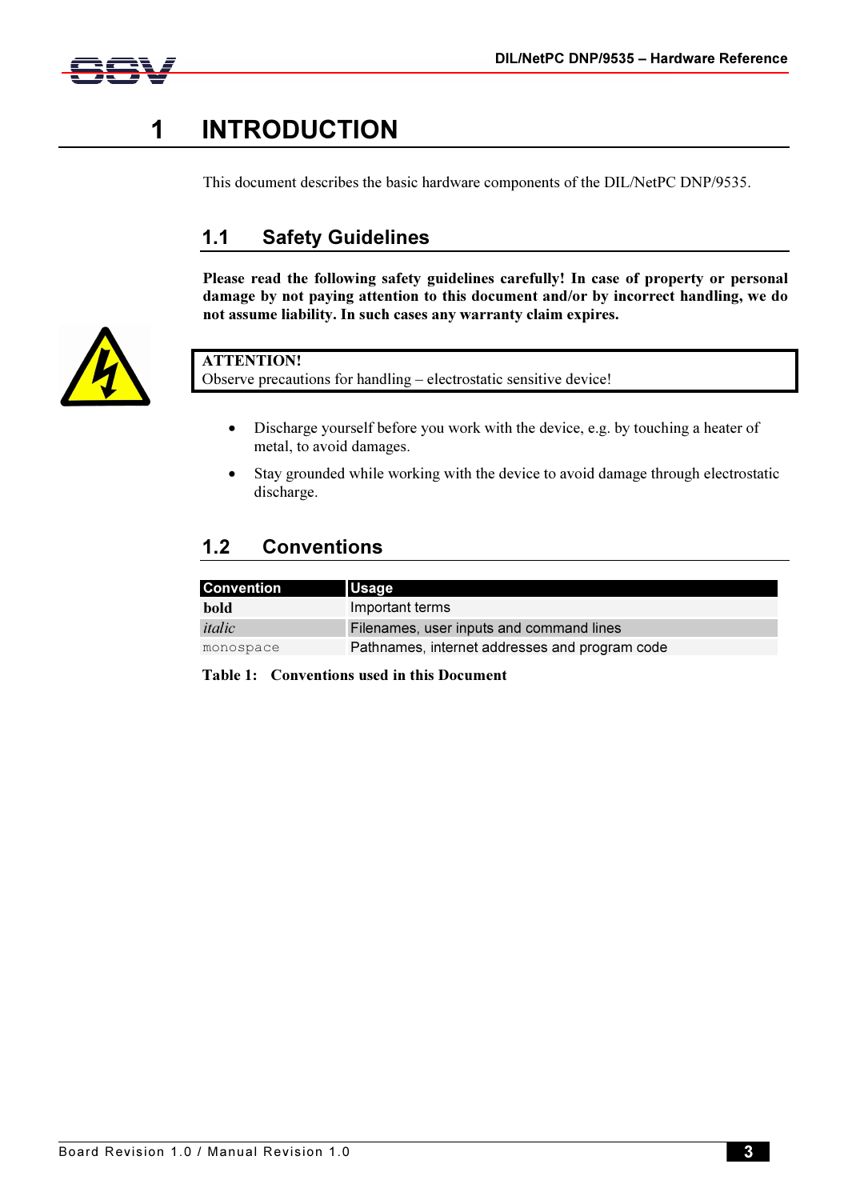# 1 INTRODUCTION

This document describes the basic hardware components of the DIL/NetPC DNP/9535.

## 1.1 Safety Guidelines

**Please read the following safety guidelines carefully! In case of property or personal damage by not paying attention to this document and/or by incorrect handling, we do not assume liability. In such cases any warranty claim expires.**

**ATTENTION!**
Observe precautions for handling – electrostatic sensitive device!

- Discharge yourself before you work with the device, e.g. by touching a heater of metal, to avoid damages.
- Stay grounded while working with the device to avoid damage through electrostatic discharge.

## 1.2 Conventions

| Convention | Usage |
| --- | --- |
| **bold** | Important terms |
| *italic* | Filenames, user inputs and command lines |
| `monospace` | Pathnames, internet addresses and program code |

**Table 1: Conventions used in this Document**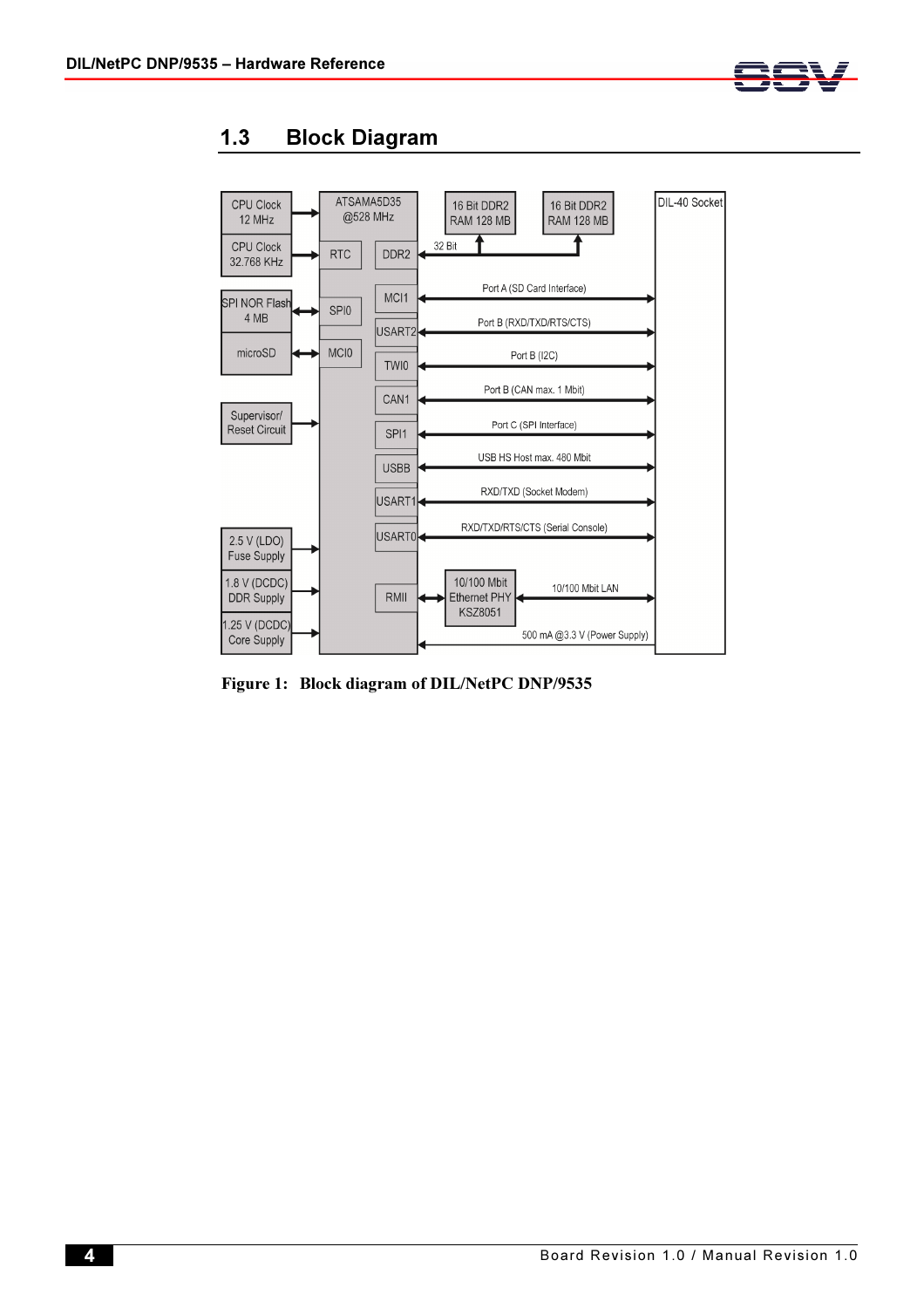## 1.3 Block Diagram

CPU Clock 12 MHz
CPU Clock 32.768 KHz
SPI NOR Flash 4 MB
microSD
Supervisor/ Reset Circuit
2.5 V (LDO) Fuse Supply
1.8 V (DCDC) DDR Supply
1.25 V (DCDC) Core Supply

ATSAMA5D35 @528 MHz

RTC
SPI0
MCI0
DDR2
MCI1
USART2
TWI0
CAN1
SPI1
USBB
USART1
USART0
RMII

16 Bit DDR2 RAM 128 MB
16 Bit DDR2 RAM 128 MB
32 Bit

Port A (SD Card Interface)
Port B (RXD/TXD/RTS/CTS)
Port B (I2C)
Port B (CAN max. 1 Mbit)
Port C (SPI Interface)
USB HS Host max. 480 Mbit
RXD/TXD (Socket Modem)
RXD/TXD/RTS/CTS (Serial Console)

10/100 Mbit Ethernet PHY KSZ8051
10/100 Mbit LAN
500 mA @3.3 V (Power Supply)

DIL-40 Socket

**Figure 1: Block diagram of DIL/NetPC DNP/9535**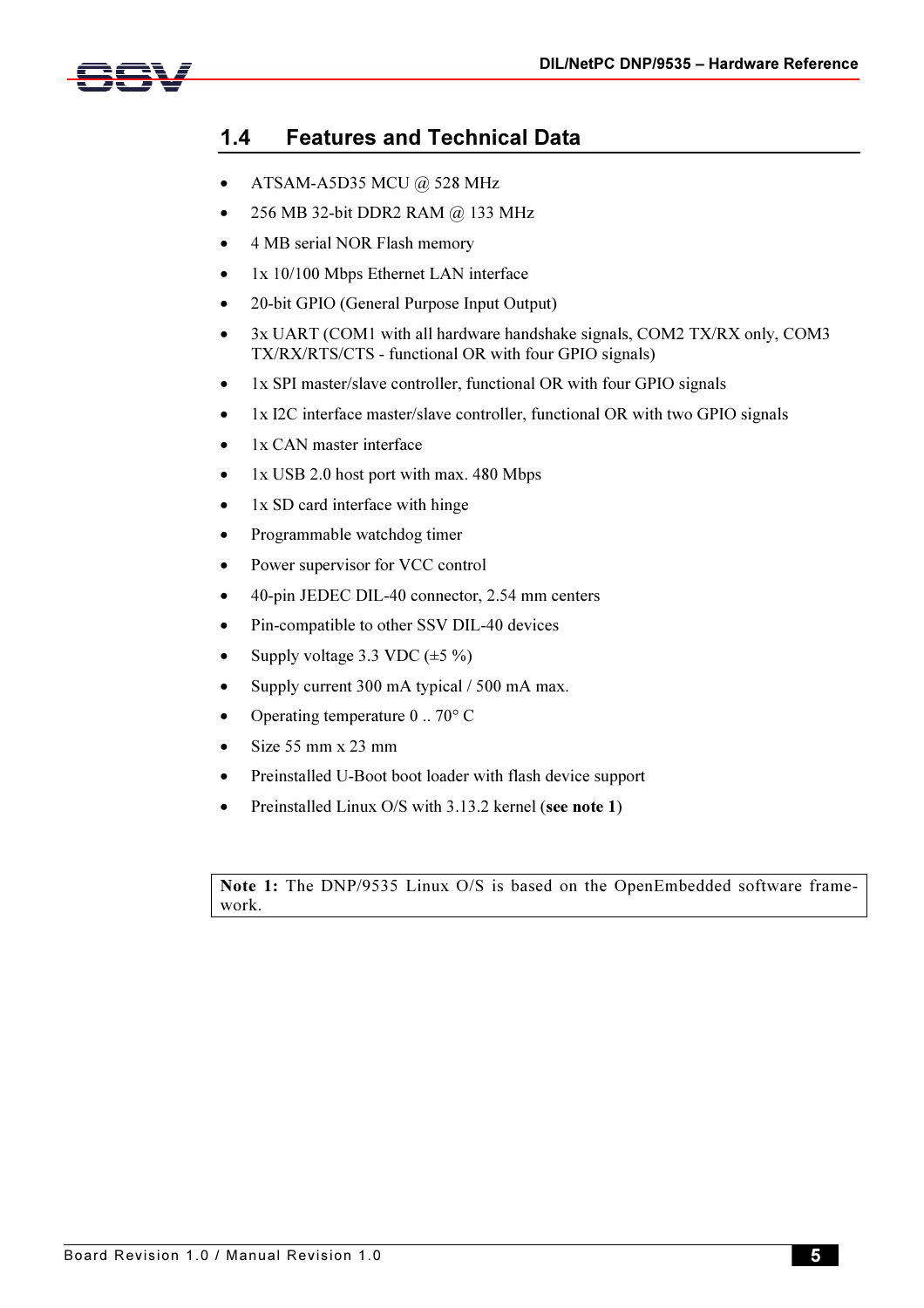## 1.4 Features and Technical Data

- ATSAM-A5D35 MCU @ 528 MHz
- 256 MB 32-bit DDR2 RAM @ 133 MHz
- 4 MB serial NOR Flash memory
- 1x 10/100 Mbps Ethernet LAN interface
- 20-bit GPIO (General Purpose Input Output)
- 3x UART (COM1 with all hardware handshake signals, COM2 TX/RX only, COM3 TX/RX/RTS/CTS - functional OR with four GPIO signals)
- 1x SPI master/slave controller, functional OR with four GPIO signals
- 1x I2C interface master/slave controller, functional OR with two GPIO signals
- 1x CAN master interface
- 1x USB 2.0 host port with max. 480 Mbps
- 1x SD card interface with hinge
- Programmable watchdog timer
- Power supervisor for VCC control
- 40-pin JEDEC DIL-40 connector, 2.54 mm centers
- Pin-compatible to other SSV DIL-40 devices
- Supply voltage 3.3 VDC (±5 %)
- Supply current 300 mA typical / 500 mA max.
- Operating temperature 0 .. 70° C
- Size 55 mm x 23 mm
- Preinstalled U-Boot boot loader with flash device support
- Preinstalled Linux O/S with 3.13.2 kernel (**see note 1**)

**Note 1:** The DNP/9535 Linux O/S is based on the OpenEmbedded software framework.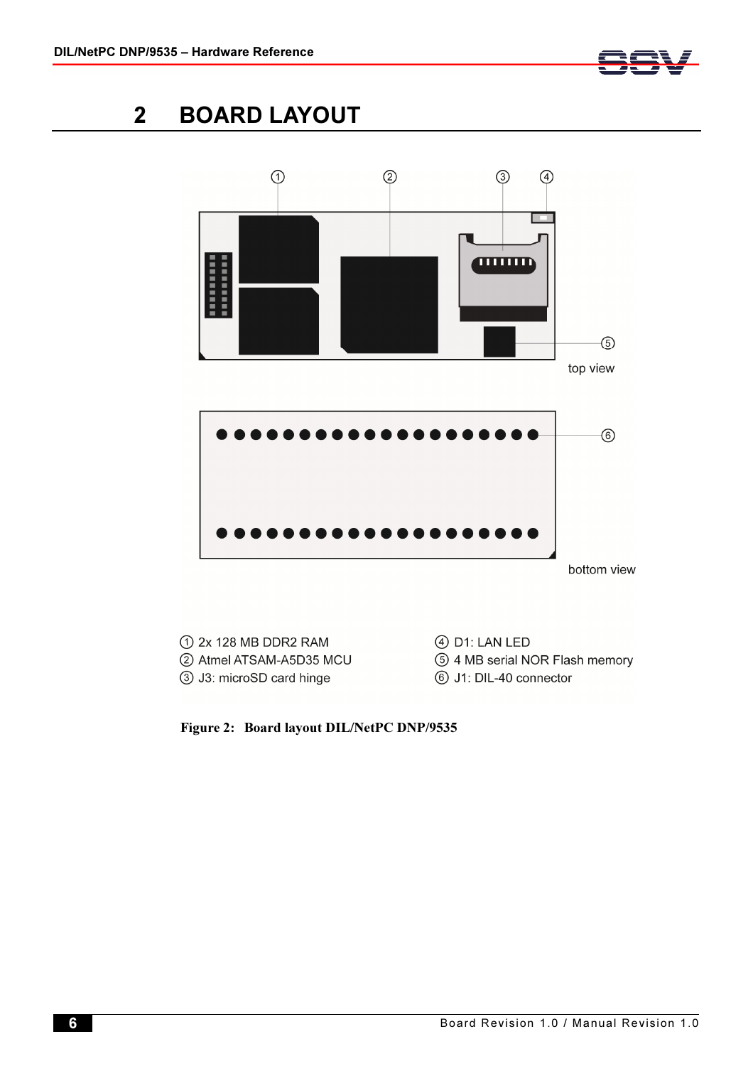# 2 BOARD LAYOUT

top view

bottom view

① 2x 128 MB DDR2 RAM
② Atmel ATSAM-A5D35 MCU
③ J3: microSD card hinge
④ D1: LAN LED
⑤ 4 MB serial NOR Flash memory
⑥ J1: DIL-40 connector

**Figure 2: Board layout DIL/NetPC DNP/9535**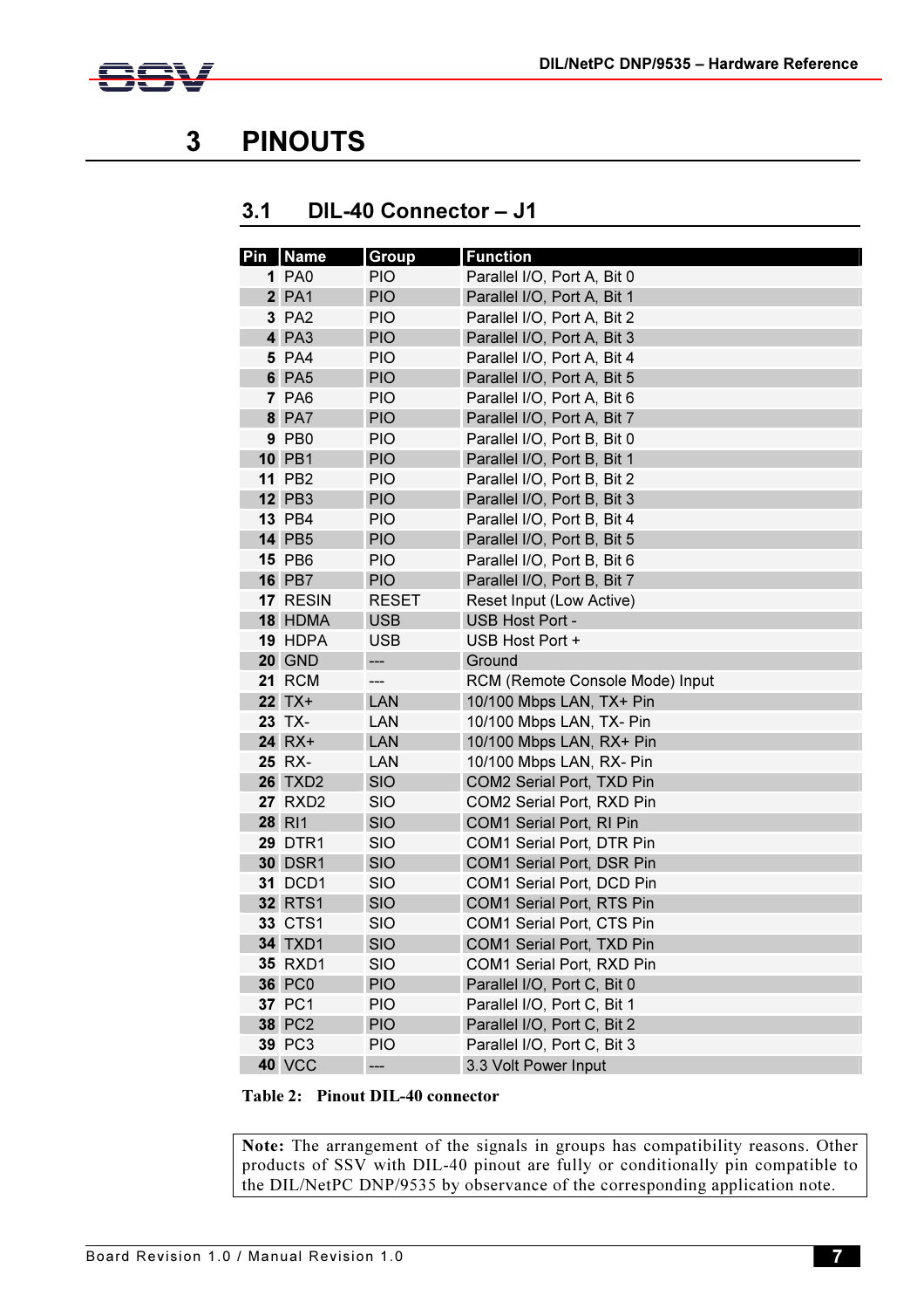# 3 PINOUTS

## 3.1 DIL-40 Connector – J1

| Pin | Name | Group | Function |
|---|---|---|---|
| 1 | PA0 | PIO | Parallel I/O, Port A, Bit 0 |
| 2 | PA1 | PIO | Parallel I/O, Port A, Bit 1 |
| 3 | PA2 | PIO | Parallel I/O, Port A, Bit 2 |
| 4 | PA3 | PIO | Parallel I/O, Port A, Bit 3 |
| 5 | PA4 | PIO | Parallel I/O, Port A, Bit 4 |
| 6 | PA5 | PIO | Parallel I/O, Port A, Bit 5 |
| 7 | PA6 | PIO | Parallel I/O, Port A, Bit 6 |
| 8 | PA7 | PIO | Parallel I/O, Port A, Bit 7 |
| 9 | PB0 | PIO | Parallel I/O, Port B, Bit 0 |
| 10 | PB1 | PIO | Parallel I/O, Port B, Bit 1 |
| 11 | PB2 | PIO | Parallel I/O, Port B, Bit 2 |
| 12 | PB3 | PIO | Parallel I/O, Port B, Bit 3 |
| 13 | PB4 | PIO | Parallel I/O, Port B, Bit 4 |
| 14 | PB5 | PIO | Parallel I/O, Port B, Bit 5 |
| 15 | PB6 | PIO | Parallel I/O, Port B, Bit 6 |
| 16 | PB7 | PIO | Parallel I/O, Port B, Bit 7 |
| 17 | RESIN | RESET | Reset Input (Low Active) |
| 18 | HDMA | USB | USB Host Port - |
| 19 | HDPA | USB | USB Host Port + |
| 20 | GND | --- | Ground |
| 21 | RCM | --- | RCM (Remote Console Mode) Input |
| 22 | TX+ | LAN | 10/100 Mbps LAN, TX+ Pin |
| 23 | TX- | LAN | 10/100 Mbps LAN, TX- Pin |
| 24 | RX+ | LAN | 10/100 Mbps LAN, RX+ Pin |
| 25 | RX- | LAN | 10/100 Mbps LAN, RX- Pin |
| 26 | TXD2 | SIO | COM2 Serial Port, TXD Pin |
| 27 | RXD2 | SIO | COM2 Serial Port, RXD Pin |
| 28 | RI1 | SIO | COM1 Serial Port, RI Pin |
| 29 | DTR1 | SIO | COM1 Serial Port, DTR Pin |
| 30 | DSR1 | SIO | COM1 Serial Port, DSR Pin |
| 31 | DCD1 | SIO | COM1 Serial Port, DCD Pin |
| 32 | RTS1 | SIO | COM1 Serial Port, RTS Pin |
| 33 | CTS1 | SIO | COM1 Serial Port, CTS Pin |
| 34 | TXD1 | SIO | COM1 Serial Port, TXD Pin |
| 35 | RXD1 | SIO | COM1 Serial Port, RXD Pin |
| 36 | PC0 | PIO | Parallel I/O, Port C, Bit 0 |
| 37 | PC1 | PIO | Parallel I/O, Port C, Bit 1 |
| 38 | PC2 | PIO | Parallel I/O, Port C, Bit 2 |
| 39 | PC3 | PIO | Parallel I/O, Port C, Bit 3 |
| 40 | VCC | --- | 3.3 Volt Power Input |

**Table 2: Pinout DIL-40 connector**

**Note:** The arrangement of the signals in groups has compatibility reasons. Other products of SSV with DIL-40 pinout are fully or conditionally pin compatible to the DIL/NetPC DNP/9535 by observance of the corresponding application note.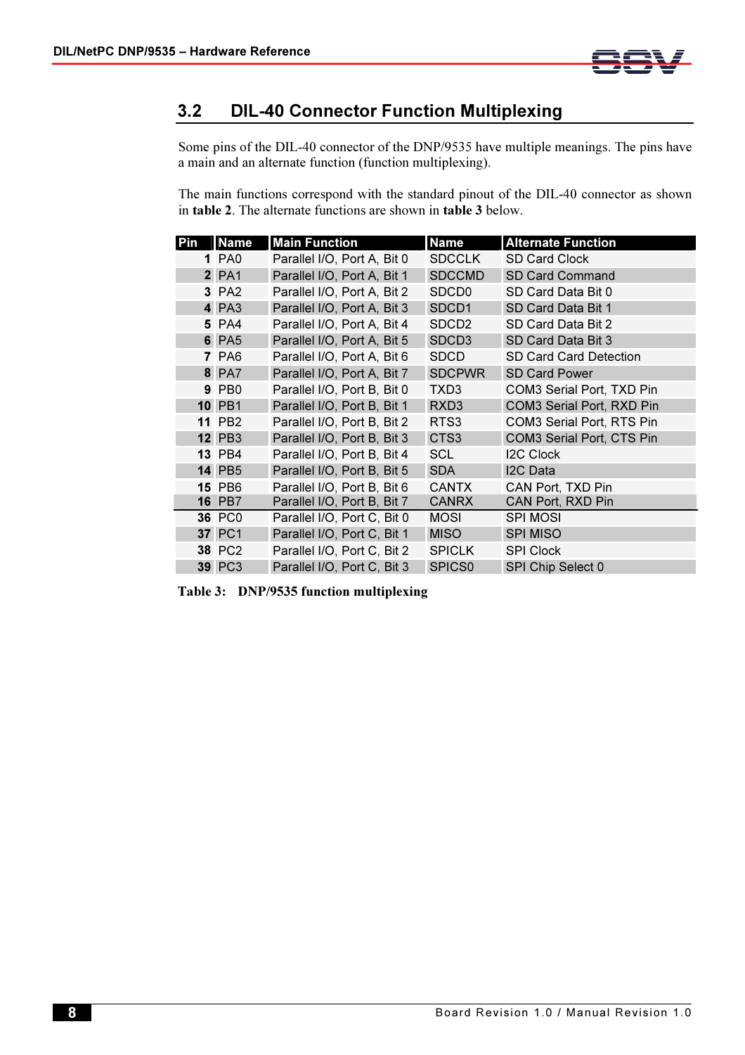## 3.2 DIL-40 Connector Function Multiplexing

Some pins of the DIL-40 connector of the DNP/9535 have multiple meanings. The pins have a main and an alternate function (function multiplexing).

The main functions correspond with the standard pinout of the DIL-40 connector as shown in **table 2**. The alternate functions are shown in **table 3** below.

| Pin | Name | Main Function | Name | Alternate Function |
|---|---|---|---|---|
| **1** | PA0 | Parallel I/O, Port A, Bit 0 | SDCCLK | SD Card Clock |
| **2** | PA1 | Parallel I/O, Port A, Bit 1 | SDCCMD | SD Card Command |
| **3** | PA2 | Parallel I/O, Port A, Bit 2 | SDCD0 | SD Card Data Bit 0 |
| **4** | PA3 | Parallel I/O, Port A, Bit 3 | SDCD1 | SD Card Data Bit 1 |
| **5** | PA4 | Parallel I/O, Port A, Bit 4 | SDCD2 | SD Card Data Bit 2 |
| **6** | PA5 | Parallel I/O, Port A, Bit 5 | SDCD3 | SD Card Data Bit 3 |
| **7** | PA6 | Parallel I/O, Port A, Bit 6 | SDCD | SD Card Card Detection |
| **8** | PA7 | Parallel I/O, Port A, Bit 7 | SDCPWR | SD Card Power |
| **9** | PB0 | Parallel I/O, Port B, Bit 0 | TXD3 | COM3 Serial Port, TXD Pin |
| **10** | PB1 | Parallel I/O, Port B, Bit 1 | RXD3 | COM3 Serial Port, RXD Pin |
| **11** | PB2 | Parallel I/O, Port B, Bit 2 | RTS3 | COM3 Serial Port, RTS Pin |
| **12** | PB3 | Parallel I/O, Port B, Bit 3 | CTS3 | COM3 Serial Port, CTS Pin |
| **13** | PB4 | Parallel I/O, Port B, Bit 4 | SCL | I2C Clock |
| **14** | PB5 | Parallel I/O, Port B, Bit 5 | SDA | I2C Data |
| **15** | PB6 | Parallel I/O, Port B, Bit 6 | CANTX | CAN Port, TXD Pin |
| **16** | PB7 | Parallel I/O, Port B, Bit 7 | CANRX | CAN Port, RXD Pin |
| **36** | PC0 | Parallel I/O, Port C, Bit 0 | MOSI | SPI MOSI |
| **37** | PC1 | Parallel I/O, Port C, Bit 1 | MISO | SPI MISO |
| **38** | PC2 | Parallel I/O, Port C, Bit 2 | SPICLK | SPI Clock |
| **39** | PC3 | Parallel I/O, Port C, Bit 3 | SPICS0 | SPI Chip Select 0 |

**Table 3: DNP/9535 function multiplexing**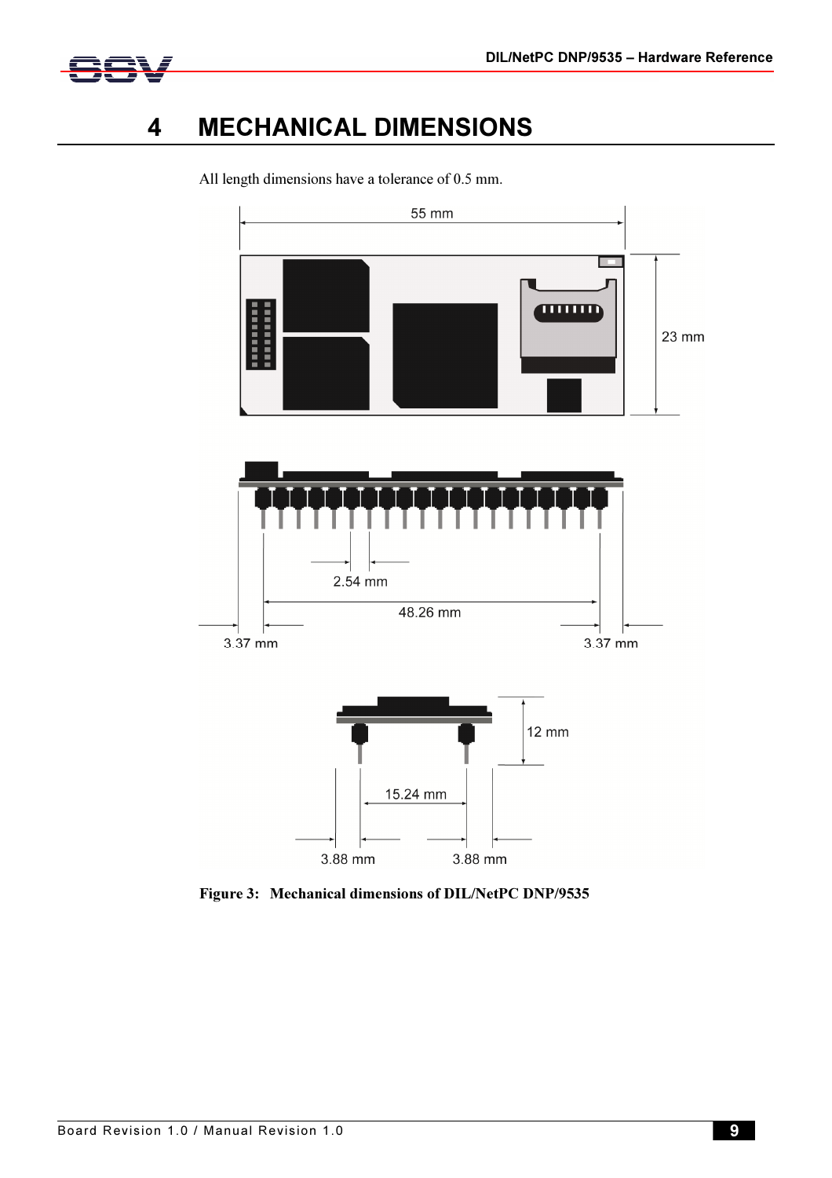# 4 MECHANICAL DIMENSIONS

All length dimensions have a tolerance of 0.5 mm.

**Figure 3: Mechanical dimensions of DIL/NetPC DNP/9535**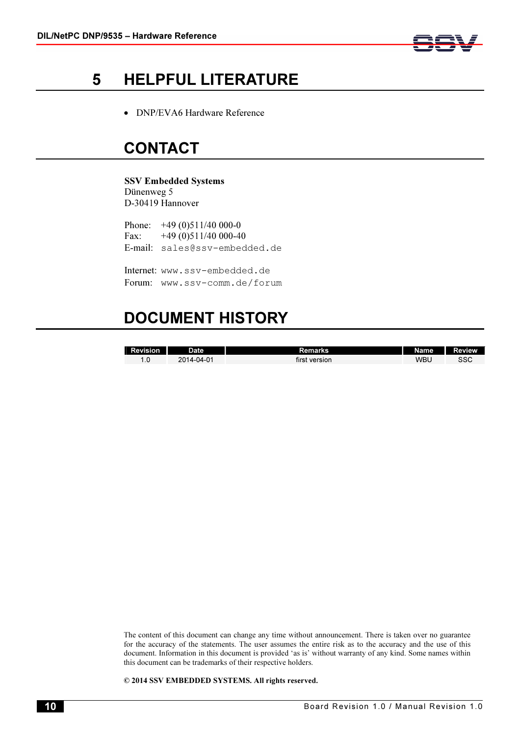# 5 HELPFUL LITERATURE

- DNP/EVA6 Hardware Reference

# CONTACT

**SSV Embedded Systems**
Dünenweg 5
D-30419 Hannover

Phone: +49 (0)511/40 000-0
Fax: +49 (0)511/40 000-40
E-mail: sales@ssv-embedded.de

Internet: www.ssv-embedded.de
Forum: www.ssv-comm.de/forum

# DOCUMENT HISTORY

| Revision | Date | Remarks | Name | Review |
|---|---|---|---|---|
| 1.0 | 2014-04-01 | first version | WBU | SSC |

The content of this document can change any time without announcement. There is taken over no guarantee for the accuracy of the statements. The user assumes the entire risk as to the accuracy and the use of this document. Information in this document is provided 'as is' without warranty of any kind. Some names within this document can be trademarks of their respective holders.

**© 2014 SSV EMBEDDED SYSTEMS. All rights reserved.**